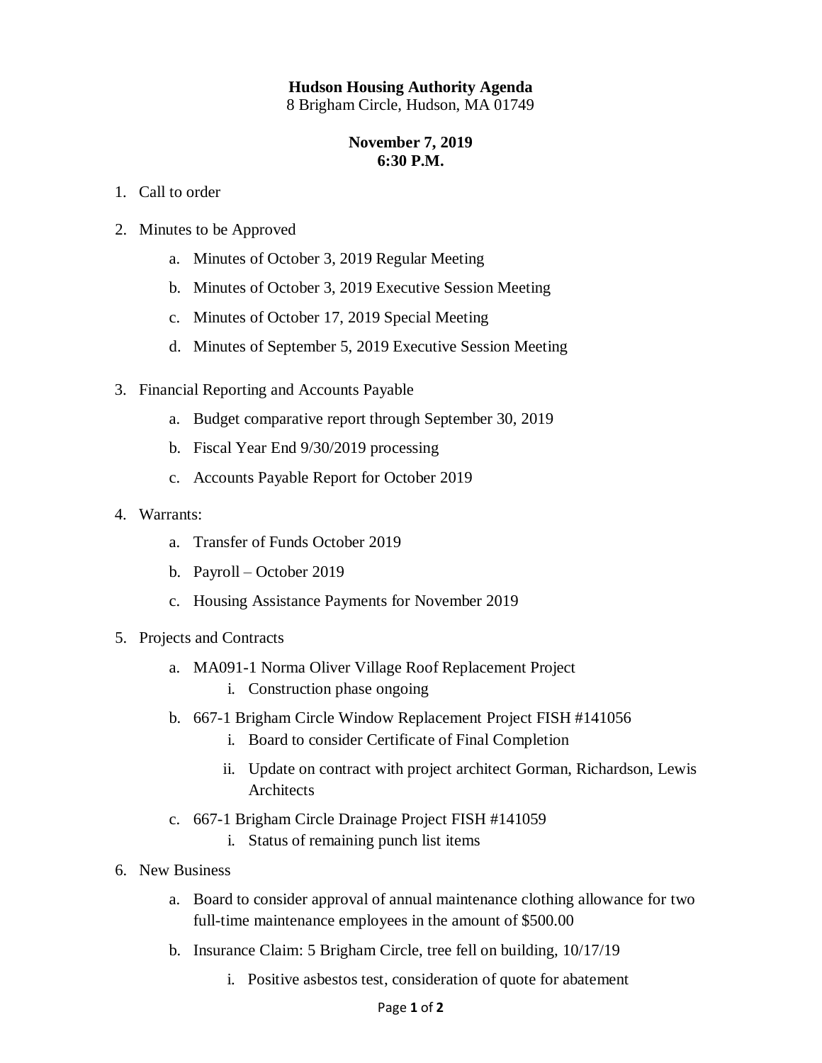**Hudson Housing Authority Agenda**
8 Brigham Circle, Hudson, MA 01749

**November 7, 2019**
**6:30 P.M.**

1. Call to order

2. Minutes to be Approved
   a. Minutes of October 3, 2019 Regular Meeting
   b. Minutes of October 3, 2019 Executive Session Meeting
   c. Minutes of October 17, 2019 Special Meeting
   d. Minutes of September 5, 2019 Executive Session Meeting

3. Financial Reporting and Accounts Payable
   a. Budget comparative report through September 30, 2019
   b. Fiscal Year End 9/30/2019 processing
   c. Accounts Payable Report for October 2019

4. Warrants:
   a. Transfer of Funds October 2019
   b. Payroll – October 2019
   c. Housing Assistance Payments for November 2019

5. Projects and Contracts
   a. MA091-1 Norma Oliver Village Roof Replacement Project
      i. Construction phase ongoing
   b. 667-1 Brigham Circle Window Replacement Project FISH #141056
      i. Board to consider Certificate of Final Completion
      ii. Update on contract with project architect Gorman, Richardson, Lewis Architects
   c. 667-1 Brigham Circle Drainage Project FISH #141059
      i. Status of remaining punch list items

6. New Business
   a. Board to consider approval of annual maintenance clothing allowance for two full-time maintenance employees in the amount of $500.00
   b. Insurance Claim: 5 Brigham Circle, tree fell on building, 10/17/19
      i. Positive asbestos test, consideration of quote for abatement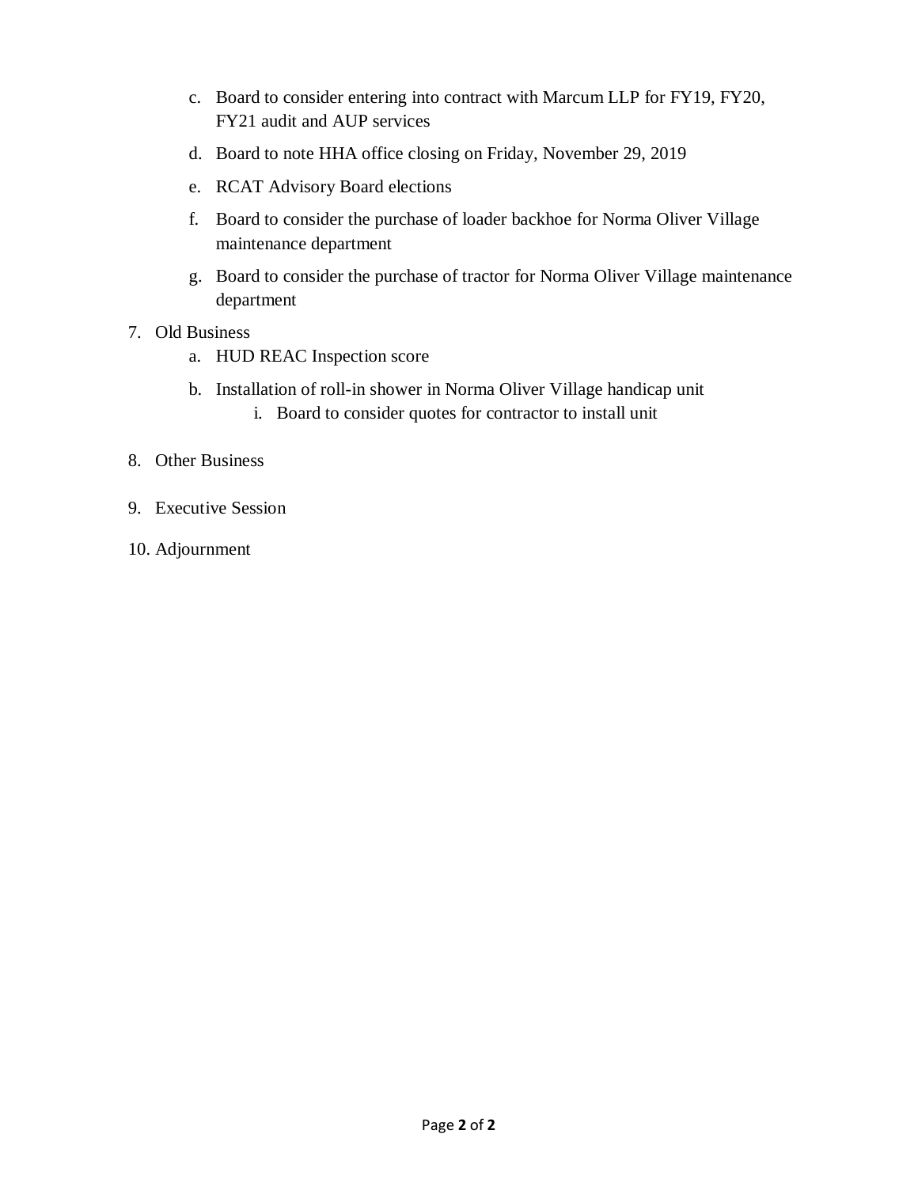c. Board to consider entering into contract with Marcum LLP for FY19, FY20, FY21 audit and AUP services
   d. Board to note HHA office closing on Friday, November 29, 2019
   e. RCAT Advisory Board elections
   f. Board to consider the purchase of loader backhoe for Norma Oliver Village maintenance department
   g. Board to consider the purchase of tractor for Norma Oliver Village maintenance department

7. Old Business
   a. HUD REAC Inspection score
   b. Installation of roll-in shower in Norma Oliver Village handicap unit
      i. Board to consider quotes for contractor to install unit

8. Other Business

9. Executive Session

10. Adjournment